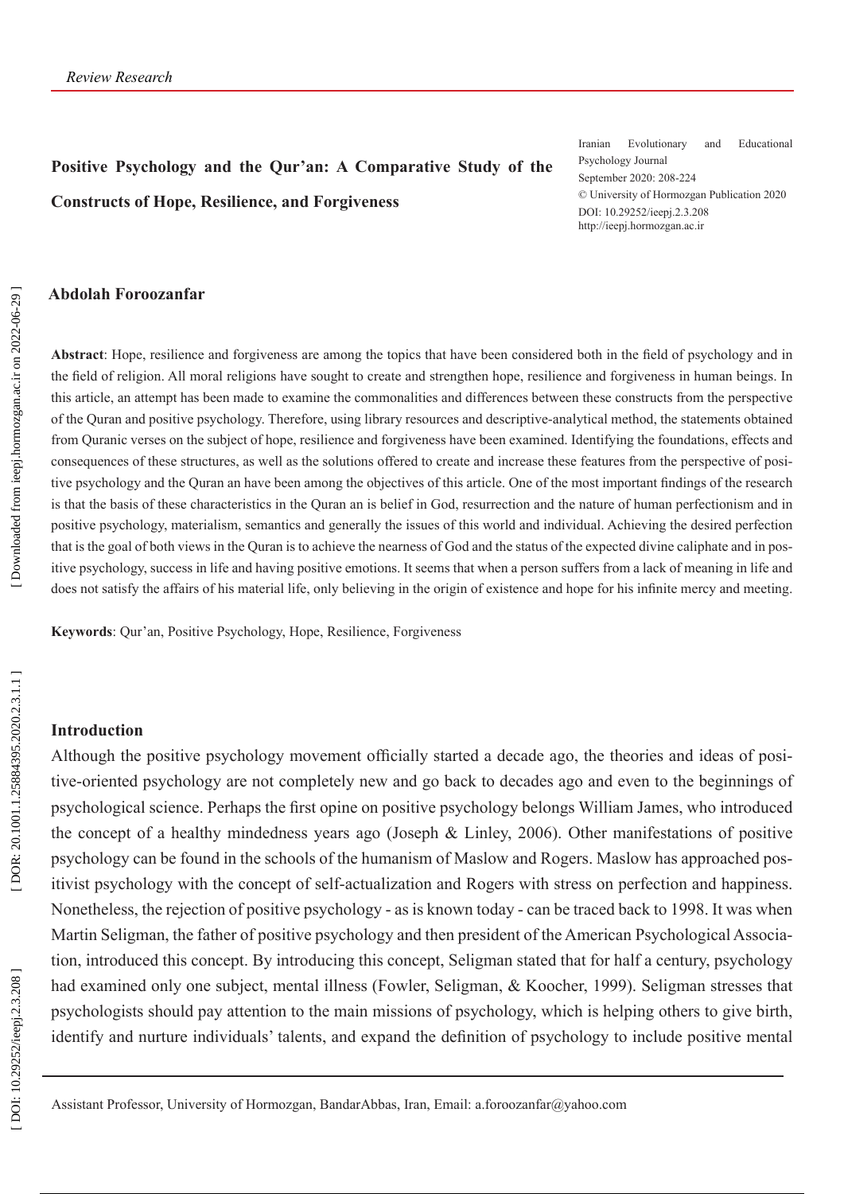*Review Research*

# Positive Psychology and the Qur'an: A Comparative Study of the Constructs of Hope, Resilience, and Forgiveness

Iranian Evolutionary and Educational Psychology Journal
September 2020: 208-224
© University of Hormozgan Publication 2020
DOI: 10.29252/ieepj.2.3.208
http://ieepj.hormozgan.ac.ir

**Abdolah Foroozanfar**

**Abstract**: Hope, resilience and forgiveness are among the topics that have been considered both in the field of psychology and in the field of religion. All moral religions have sought to create and strengthen hope, resilience and forgiveness in human beings. In this article, an attempt has been made to examine the commonalities and differences between these constructs from the perspective of the Quran and positive psychology. Therefore, using library resources and descriptive-analytical method, the statements obtained from Quranic verses on the subject of hope, resilience and forgiveness have been examined. Identifying the foundations, effects and consequences of these structures, as well as the solutions offered to create and increase these features from the perspective of positive psychology and the Quran an have been among the objectives of this article. One of the most important findings of the research is that the basis of these characteristics in the Quran an is belief in God, resurrection and the nature of human perfectionism and in positive psychology, materialism, semantics and generally the issues of this world and individual. Achieving the desired perfection that is the goal of both views in the Quran is to achieve the nearness of God and the status of the expected divine caliphate and in positive psychology, success in life and having positive emotions. It seems that when a person suffers from a lack of meaning in life and does not satisfy the affairs of his material life, only believing in the origin of existence and hope for his infinite mercy and meeting.

**Keywords**: Qur'an, Positive Psychology, Hope, Resilience, Forgiveness

## Introduction

Although the positive psychology movement officially started a decade ago, the theories and ideas of positive-oriented psychology are not completely new and go back to decades ago and even to the beginnings of psychological science. Perhaps the first opine on positive psychology belongs William James, who introduced the concept of a healthy mindedness years ago (Joseph & Linley, 2006). Other manifestations of positive psychology can be found in the schools of the humanism of Maslow and Rogers. Maslow has approached positivist psychology with the concept of self-actualization and Rogers with stress on perfection and happiness. Nonetheless, the rejection of positive psychology - as is known today - can be traced back to 1998. It was when Martin Seligman, the father of positive psychology and then president of the American Psychological Association, introduced this concept. By introducing this concept, Seligman stated that for half a century, psychology had examined only one subject, mental illness (Fowler, Seligman, & Koocher, 1999). Seligman stresses that psychologists should pay attention to the main missions of psychology, which is helping others to give birth, identify and nurture individuals' talents, and expand the definition of psychology to include positive mental

Assistant Professor, University of Hormozgan, BandarAbbas, Iran, Email: a.foroozanfar@yahoo.com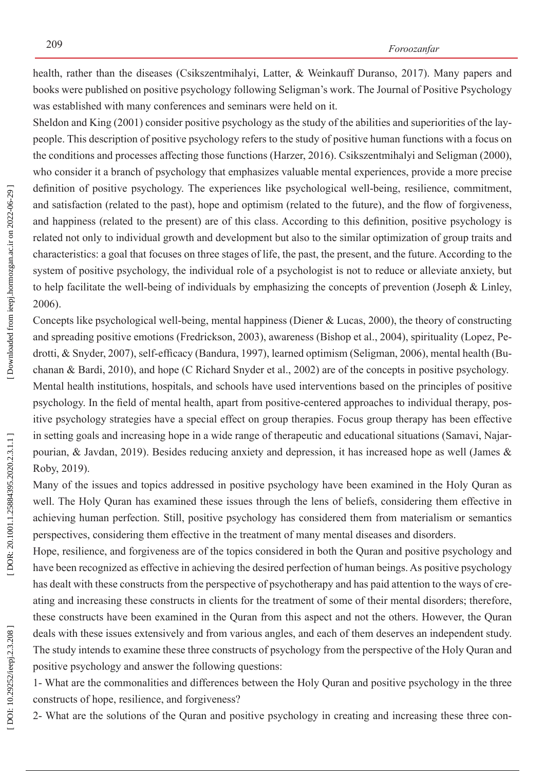health, rather than the diseases (Csikszentmihalyi, Latter, & Weinkauff Duranso, 2017). Many papers and books were published on positive psychology following Seligman's work. The Journal of Positive Psychology was established with many conferences and seminars were held on it.

Sheldon and King (2001) consider positive psychology as the study of the abilities and superiorities of the laypeople. This description of positive psychology refers to the study of positive human functions with a focus on the conditions and processes affecting those functions (Harzer, 2016). Csikszentmihalyi and Seligman (2000), who consider it a branch of psychology that emphasizes valuable mental experiences, provide a more precise definition of positive psychology. The experiences like psychological well-being, resilience, commitment, and satisfaction (related to the past), hope and optimism (related to the future), and the flow of forgiveness, and happiness (related to the present) are of this class. According to this definition, positive psychology is related not only to individual growth and development but also to the similar optimization of group traits and characteristics: a goal that focuses on three stages of life, the past, the present, and the future. According to the system of positive psychology, the individual role of a psychologist is not to reduce or alleviate anxiety, but to help facilitate the well-being of individuals by emphasizing the concepts of prevention (Joseph & Linley, 2006).

Concepts like psychological well-being, mental happiness (Diener & Lucas, 2000), the theory of constructing and spreading positive emotions (Fredrickson, 2003), awareness (Bishop et al., 2004), spirituality (Lopez, Pedrotti, & Snyder, 2007), self-efficacy (Bandura, 1997), learned optimism (Seligman, 2006), mental health (Buchanan & Bardi, 2010), and hope (C Richard Snyder et al., 2002) are of the concepts in positive psychology.

Mental health institutions, hospitals, and schools have used interventions based on the principles of positive psychology. In the field of mental health, apart from positive-centered approaches to individual therapy, positive psychology strategies have a special effect on group therapies. Focus group therapy has been effective in setting goals and increasing hope in a wide range of therapeutic and educational situations (Samavi, Najarpourian, & Javdan, 2019). Besides reducing anxiety and depression, it has increased hope as well (James & Roby, 2019).

Many of the issues and topics addressed in positive psychology have been examined in the Holy Quran as well. The Holy Quran has examined these issues through the lens of beliefs, considering them effective in achieving human perfection. Still, positive psychology has considered them from materialism or semantics perspectives, considering them effective in the treatment of many mental diseases and disorders.

Hope, resilience, and forgiveness are of the topics considered in both the Quran and positive psychology and have been recognized as effective in achieving the desired perfection of human beings. As positive psychology has dealt with these constructs from the perspective of psychotherapy and has paid attention to the ways of creating and increasing these constructs in clients for the treatment of some of their mental disorders; therefore, these constructs have been examined in the Quran from this aspect and not the others. However, the Quran deals with these issues extensively and from various angles, and each of them deserves an independent study. The study intends to examine these three constructs of psychology from the perspective of the Holy Quran and positive psychology and answer the following questions:

1- What are the commonalities and differences between the Holy Quran and positive psychology in the three constructs of hope, resilience, and forgiveness?

2- What are the solutions of the Quran and positive psychology in creating and increasing these three con-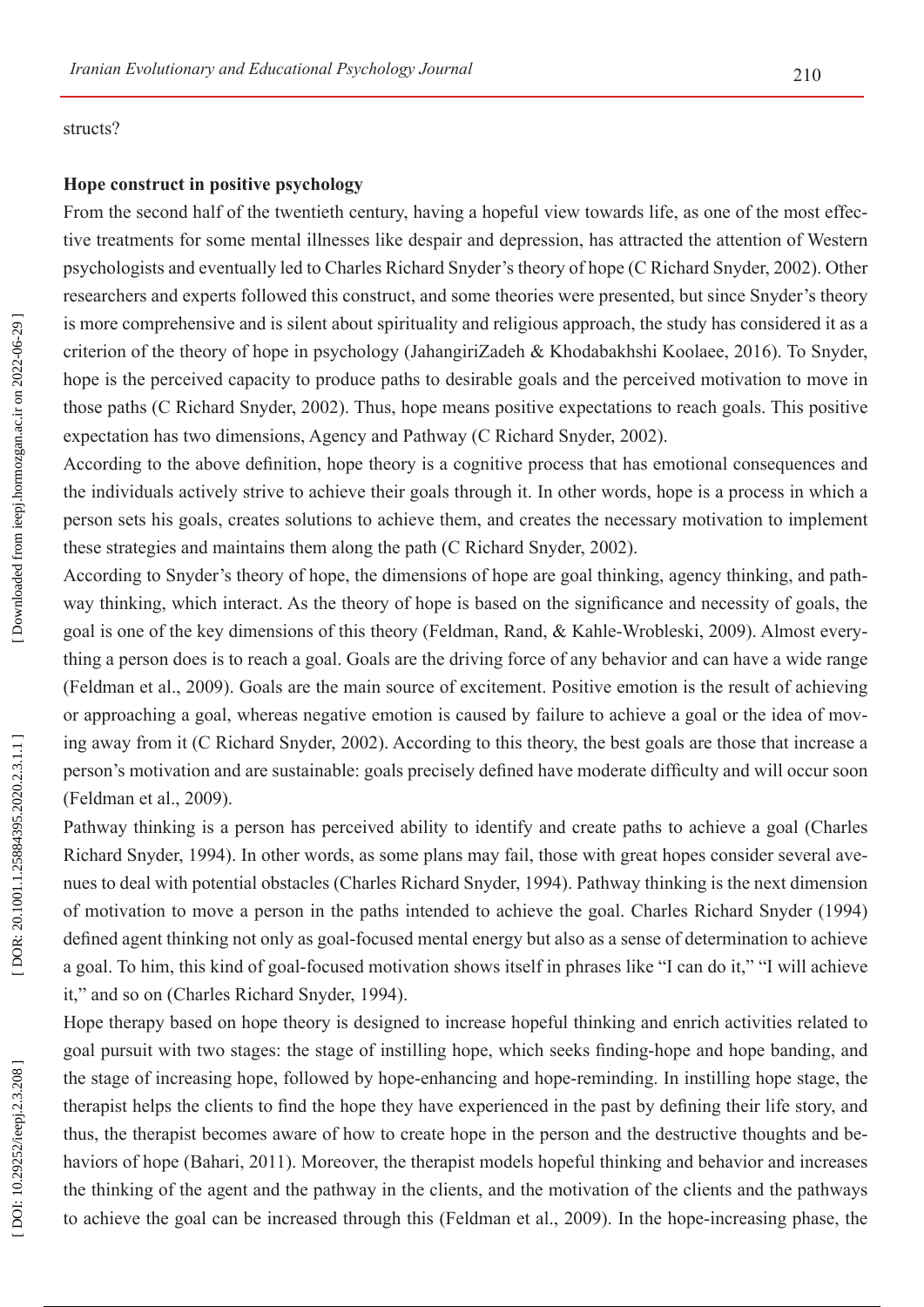structs?

**Hope construct in positive psychology**

From the second half of the twentieth century, having a hopeful view towards life, as one of the most effective treatments for some mental illnesses like despair and depression, has attracted the attention of Western psychologists and eventually led to Charles Richard Snyder's theory of hope (C Richard Snyder, 2002). Other researchers and experts followed this construct, and some theories were presented, but since Snyder's theory is more comprehensive and is silent about spirituality and religious approach, the study has considered it as a criterion of the theory of hope in psychology (JahangiriZadeh & Khodabakhshi Koolaee, 2016). To Snyder, hope is the perceived capacity to produce paths to desirable goals and the perceived motivation to move in those paths (C Richard Snyder, 2002). Thus, hope means positive expectations to reach goals. This positive expectation has two dimensions, Agency and Pathway (C Richard Snyder, 2002).

According to the above definition, hope theory is a cognitive process that has emotional consequences and the individuals actively strive to achieve their goals through it. In other words, hope is a process in which a person sets his goals, creates solutions to achieve them, and creates the necessary motivation to implement these strategies and maintains them along the path (C Richard Snyder, 2002).

According to Snyder's theory of hope, the dimensions of hope are goal thinking, agency thinking, and pathway thinking, which interact. As the theory of hope is based on the significance and necessity of goals, the goal is one of the key dimensions of this theory (Feldman, Rand, & Kahle-Wrobleski, 2009). Almost everything a person does is to reach a goal. Goals are the driving force of any behavior and can have a wide range (Feldman et al., 2009). Goals are the main source of excitement. Positive emotion is the result of achieving or approaching a goal, whereas negative emotion is caused by failure to achieve a goal or the idea of moving away from it (C Richard Snyder, 2002). According to this theory, the best goals are those that increase a person's motivation and are sustainable: goals precisely defined have moderate difficulty and will occur soon (Feldman et al., 2009).

Pathway thinking is a person has perceived ability to identify and create paths to achieve a goal (Charles Richard Snyder, 1994). In other words, as some plans may fail, those with great hopes consider several avenues to deal with potential obstacles (Charles Richard Snyder, 1994). Pathway thinking is the next dimension of motivation to move a person in the paths intended to achieve the goal. Charles Richard Snyder (1994) defined agent thinking not only as goal-focused mental energy but also as a sense of determination to achieve a goal. To him, this kind of goal-focused motivation shows itself in phrases like "I can do it," "I will achieve it," and so on (Charles Richard Snyder, 1994).

Hope therapy based on hope theory is designed to increase hopeful thinking and enrich activities related to goal pursuit with two stages: the stage of instilling hope, which seeks finding-hope and hope banding, and the stage of increasing hope, followed by hope-enhancing and hope-reminding. In instilling hope stage, the therapist helps the clients to find the hope they have experienced in the past by defining their life story, and thus, the therapist becomes aware of how to create hope in the person and the destructive thoughts and behaviors of hope (Bahari, 2011). Moreover, the therapist models hopeful thinking and behavior and increases the thinking of the agent and the pathway in the clients, and the motivation of the clients and the pathways to achieve the goal can be increased through this (Feldman et al., 2009). In the hope-increasing phase, the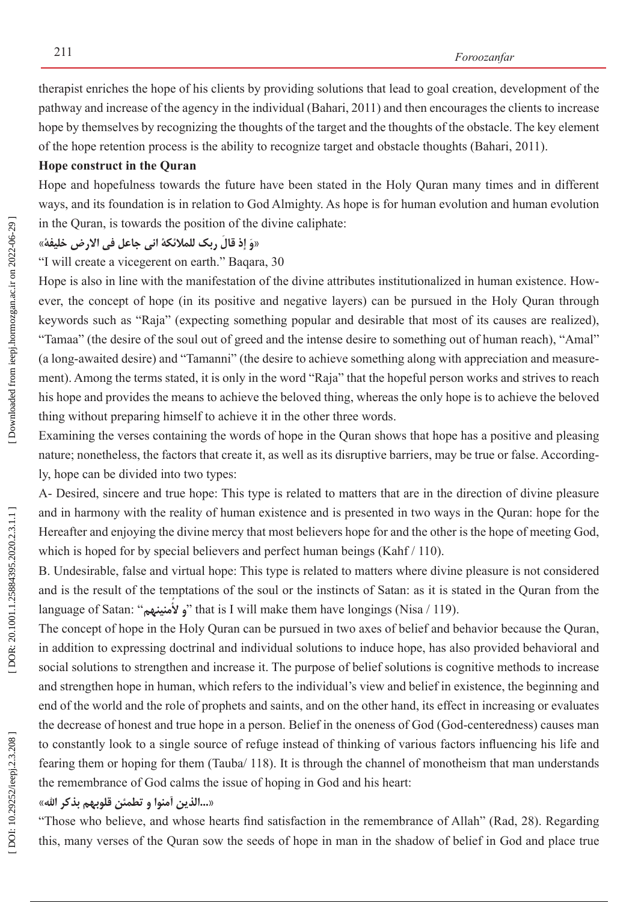therapist enriches the hope of his clients by providing solutions that lead to goal creation, development of the pathway and increase of the agency in the individual (Bahari, 2011) and then encourages the clients to increase hope by themselves by recognizing the thoughts of the target and the thoughts of the obstacle. The key element of the hope retention process is the ability to recognize target and obstacle thoughts (Bahari, 2011).

**Hope construct in the Quran**

Hope and hopefulness towards the future have been stated in the Holy Quran many times and in different ways, and its foundation is in relation to God Almighty. As hope is for human evolution and human evolution in the Quran, is towards the position of the divine caliphate:

«وَ إذ قالَ ربک للملائکهٔ انی جاعل فی الارض خلیفهٔ»

"I will create a vicegerent on earth." Baqara, 30

Hope is also in line with the manifestation of the divine attributes institutionalized in human existence. However, the concept of hope (in its positive and negative layers) can be pursued in the Holy Quran through keywords such as "Raja" (expecting something popular and desirable that most of its causes are realized), "Tamaa" (the desire of the soul out of greed and the intense desire to something out of human reach), "Amal" (a long-awaited desire) and "Tamanni" (the desire to achieve something along with appreciation and measurement). Among the terms stated, it is only in the word "Raja" that the hopeful person works and strives to reach his hope and provides the means to achieve the beloved thing, whereas the only hope is to achieve the beloved thing without preparing himself to achieve it in the other three words.

Examining the verses containing the words of hope in the Quran shows that hope has a positive and pleasing nature; nonetheless, the factors that create it, as well as its disruptive barriers, may be true or false. Accordingly, hope can be divided into two types:

A- Desired, sincere and true hope: This type is related to matters that are in the direction of divine pleasure and in harmony with the reality of human existence and is presented in two ways in the Quran: hope for the Hereafter and enjoying the divine mercy that most believers hope for and the other is the hope of meeting God, which is hoped for by special believers and perfect human beings (Kahf / 110).

B. Undesirable, false and virtual hope: This type is related to matters where divine pleasure is not considered and is the result of the temptations of the soul or the instincts of Satan: as it is stated in the Quran from the language of Satan: "و لأُمنینهم" that is I will make them have longings (Nisa / 119).

The concept of hope in the Holy Quran can be pursued in two axes of belief and behavior because the Quran, in addition to expressing doctrinal and individual solutions to induce hope, has also provided behavioral and social solutions to strengthen and increase it. The purpose of belief solutions is cognitive methods to increase and strengthen hope in human, which refers to the individual's view and belief in existence, the beginning and end of the world and the role of prophets and saints, and on the other hand, its effect in increasing or evaluates the decrease of honest and true hope in a person. Belief in the oneness of God (God-centeredness) causes man to constantly look to a single source of refuge instead of thinking of various factors influencing his life and fearing them or hoping for them (Tauba/ 118). It is through the channel of monotheism that man understands the remembrance of God calms the issue of hoping in God and his heart:

«...الذین آمنوا و تطمئن قلوبهم بذکر الله»

"Those who believe, and whose hearts find satisfaction in the remembrance of Allah" (Rad, 28). Regarding this, many verses of the Quran sow the seeds of hope in man in the shadow of belief in God and place true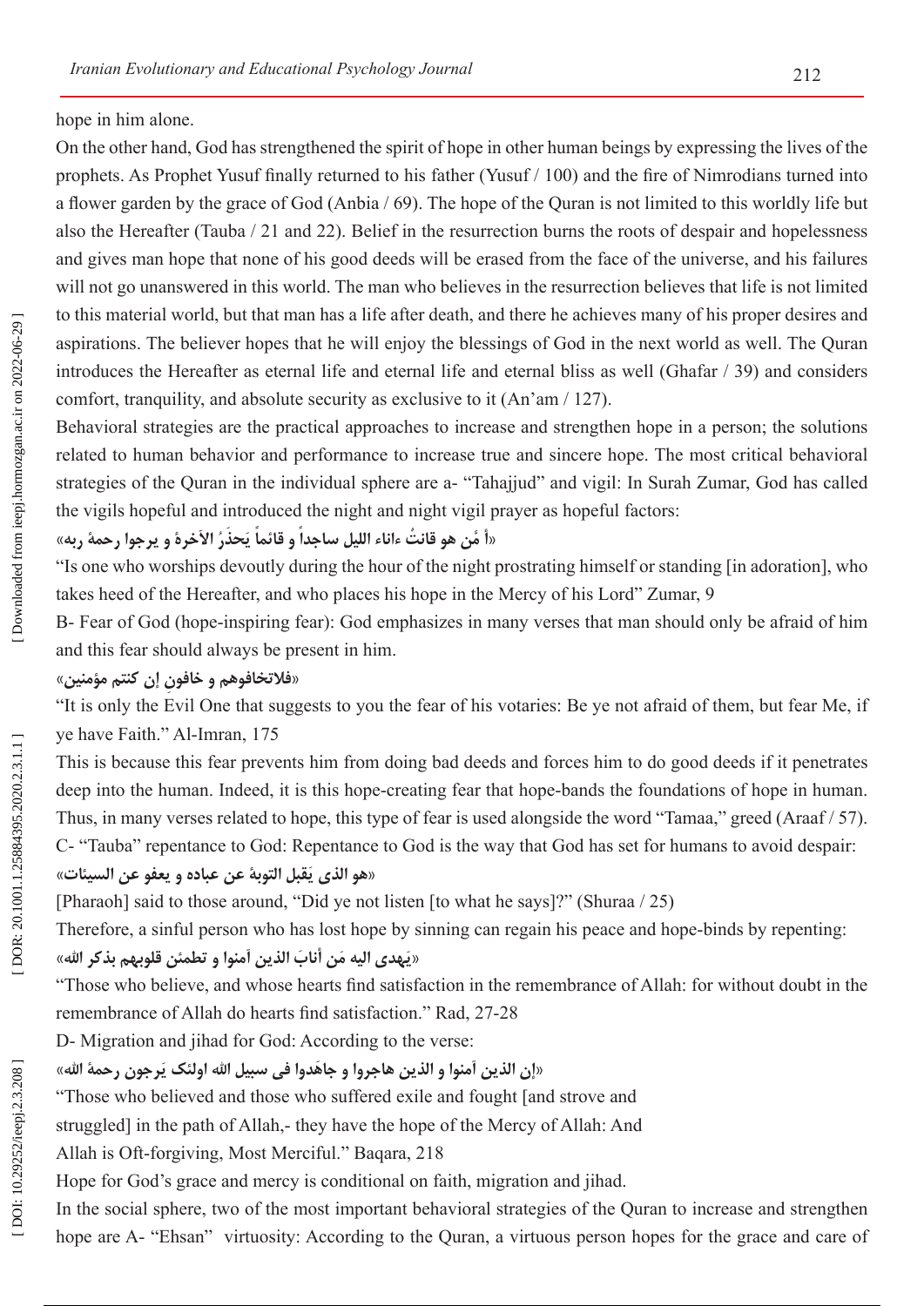hope in him alone.

On the other hand, God has strengthened the spirit of hope in other human beings by expressing the lives of the prophets. As Prophet Yusuf finally returned to his father (Yusuf / 100) and the fire of Nimrodians turned into a flower garden by the grace of God (Anbia / 69). The hope of the Quran is not limited to this worldly life but also the Hereafter (Tauba / 21 and 22). Belief in the resurrection burns the roots of despair and hopelessness and gives man hope that none of his good deeds will be erased from the face of the universe, and his failures will not go unanswered in this world. The man who believes in the resurrection believes that life is not limited to this material world, but that man has a life after death, and there he achieves many of his proper desires and aspirations. The believer hopes that he will enjoy the blessings of God in the next world as well. The Quran introduces the Hereafter as eternal life and eternal life and eternal bliss as well (Ghafar / 39) and considers comfort, tranquility, and absolute security as exclusive to it (An'am / 127).

Behavioral strategies are the practical approaches to increase and strengthen hope in a person; the solutions related to human behavior and performance to increase true and sincere hope. The most critical behavioral strategies of the Quran in the individual sphere are a- "Tahajjud" and vigil: In Surah Zumar, God has called the vigils hopeful and introduced the night and night vigil prayer as hopeful factors:

«أ مَّن هو قانتٌ ءاناء اللیل ساجداً و قائماً یَحذَرُ الآخرةَ و یرجوا رحمةَ ربه»

"Is one who worships devoutly during the hour of the night prostrating himself or standing [in adoration], who takes heed of the Hereafter, and who places his hope in the Mercy of his Lord" Zumar, 9

B- Fear of God (hope-inspiring fear): God emphasizes in many verses that man should only be afraid of him and this fear should always be present in him.

«فلاتخافوهم و خافونِ إن کنتم مؤمنین»

"It is only the Evil One that suggests to you the fear of his votaries: Be ye not afraid of them, but fear Me, if ye have Faith." Al-Imran, 175

This is because this fear prevents him from doing bad deeds and forces him to do good deeds if it penetrates deep into the human. Indeed, it is this hope-creating fear that hope-bands the foundations of hope in human. Thus, in many verses related to hope, this type of fear is used alongside the word "Tamaa," greed (Araaf / 57).

C- "Tauba" repentance to God: Repentance to God is the way that God has set for humans to avoid despair:

«هو الذی یَقبل التوبةَ عن عباده و یعفو عن السیئات»

[Pharaoh] said to those around, "Did ye not listen [to what he says]?" (Shuraa / 25)

Therefore, a sinful person who has lost hope by sinning can regain his peace and hope-binds by repenting:

«یَهدی الیه مَن أنابَ الذین آمنوا و تطمئن قلوبهم بذکر الله»

"Those who believe, and whose hearts find satisfaction in the remembrance of Allah: for without doubt in the remembrance of Allah do hearts find satisfaction." Rad, 27-28

D- Migration and jihad for God: According to the verse:

«إن الذین آمنوا و الذین هاجروا و جاهَدوا فی سبیل الله اولئک یَرجون رحمةَ الله»

"Those who believed and those who suffered exile and fought [and strove and struggled] in the path of Allah,- they have the hope of the Mercy of Allah: And Allah is Oft-forgiving, Most Merciful." Baqara, 218

Hope for God's grace and mercy is conditional on faith, migration and jihad.

In the social sphere, two of the most important behavioral strategies of the Quran to increase and strengthen hope are A- "Ehsan" virtuosity: According to the Quran, a virtuous person hopes for the grace and care of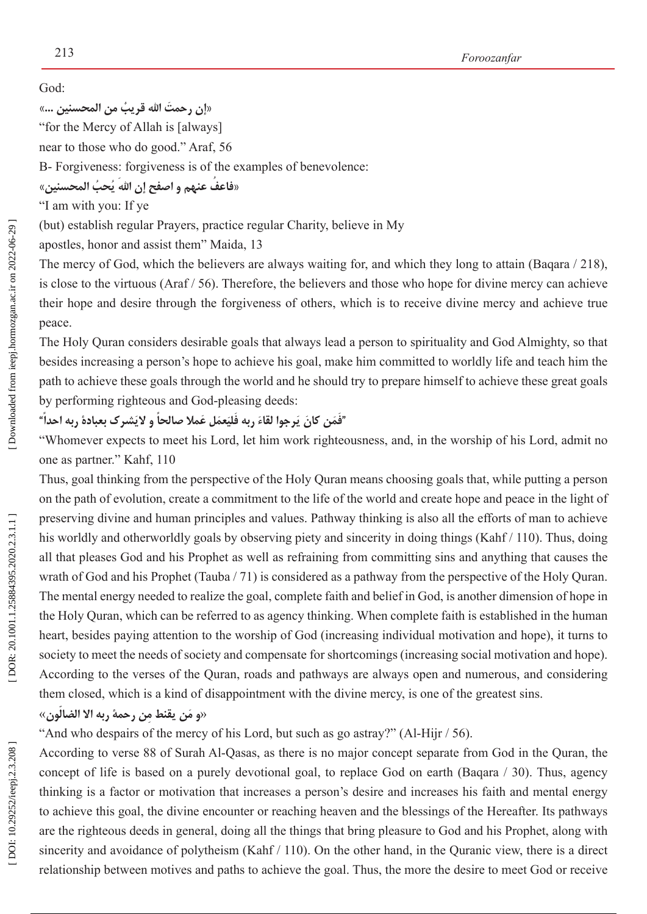God:

«إن رحمتَ الله قريبُ من المحسنين ...»

"for the Mercy of Allah is [always]
near to those who do good." Araf, 56

B- Forgiveness: forgiveness is of the examples of benevolence:

«فاعفُ عنهم و اصفح إن اللهَ يُحبُ المحسنين»

"I am with you: If ye
(but) establish regular Prayers, practice regular Charity, believe in My
apostles, honor and assist them" Maida, 13

The mercy of God, which the believers are always waiting for, and which they long to attain (Baqara / 218), is close to the virtuous (Araf / 56). Therefore, the believers and those who hope for divine mercy can achieve their hope and desire through the forgiveness of others, which is to receive divine mercy and achieve true peace.

The Holy Quran considers desirable goals that always lead a person to spirituality and God Almighty, so that besides increasing a person's hope to achieve his goal, make him committed to worldly life and teach him the path to achieve these goals through the world and he should try to prepare himself to achieve these great goals by performing righteous and God-pleasing deeds:

"فَمَن كانَ يَرجوا لقاءَ ربه فَليَعمَل عَملا صالحاً و لايُشرک بعبادهٔ ربه احداً"

"Whomever expects to meet his Lord, let him work righteousness, and, in the worship of his Lord, admit no one as partner." Kahf, 110

Thus, goal thinking from the perspective of the Holy Quran means choosing goals that, while putting a person on the path of evolution, create a commitment to the life of the world and create hope and peace in the light of preserving divine and human principles and values. Pathway thinking is also all the efforts of man to achieve his worldly and otherworldly goals by observing piety and sincerity in doing things (Kahf / 110). Thus, doing all that pleases God and his Prophet as well as refraining from committing sins and anything that causes the wrath of God and his Prophet (Tauba / 71) is considered as a pathway from the perspective of the Holy Quran. The mental energy needed to realize the goal, complete faith and belief in God, is another dimension of hope in the Holy Quran, which can be referred to as agency thinking. When complete faith is established in the human heart, besides paying attention to the worship of God (increasing individual motivation and hope), it turns to society to meet the needs of society and compensate for shortcomings (increasing social motivation and hope). According to the verses of the Quran, roads and pathways are always open and numerous, and considering them closed, which is a kind of disappointment with the divine mercy, is one of the greatest sins.

«و مَن يقنط مِن رحمهٔ ربه الا الضالّون»

"And who despairs of the mercy of his Lord, but such as go astray?" (Al-Hijr / 56).

According to verse 88 of Surah Al-Qasas, as there is no major concept separate from God in the Quran, the concept of life is based on a purely devotional goal, to replace God on earth (Baqara / 30). Thus, agency thinking is a factor or motivation that increases a person's desire and increases his faith and mental energy to achieve this goal, the divine encounter or reaching heaven and the blessings of the Hereafter. Its pathways are the righteous deeds in general, doing all the things that bring pleasure to God and his Prophet, along with sincerity and avoidance of polytheism (Kahf / 110). On the other hand, in the Quranic view, there is a direct relationship between motives and paths to achieve the goal. Thus, the more the desire to meet God or receive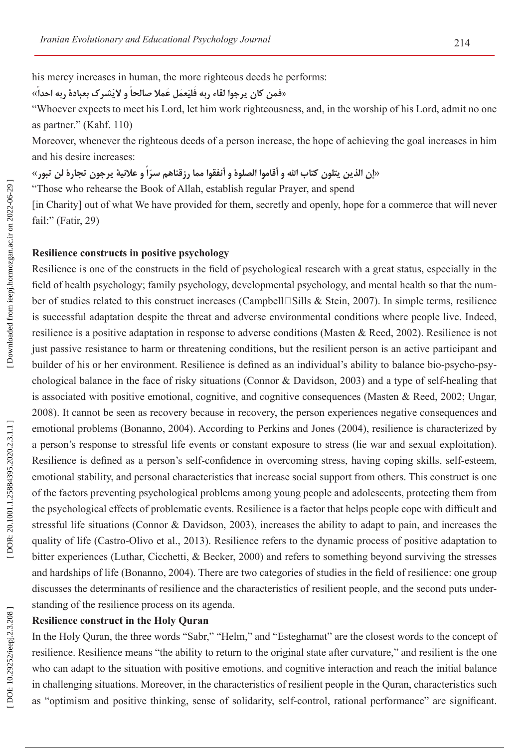his mercy increases in human, the more righteous deeds he performs:

«فمن كان يرجوا لقاء ربه فَليَعمَل عَملا صالحاً و لايَشرک بعبادةَ ربه احداً»

"Whoever expects to meet his Lord, let him work righteousness, and, in the worship of his Lord, admit no one as partner." (Kahf. 110)

Moreover, whenever the righteous deeds of a person increase, the hope of achieving the goal increases in him and his desire increases:

«إن الذين يتلون كتاب الله و أقاموا الصلوةَ و أنفقوا مما رزقناهم سرّاً و علانيةً يرجون تجارةً لن تبور»

"Those who rehearse the Book of Allah, establish regular Prayer, and spend [in Charity] out of what We have provided for them, secretly and openly, hope for a commerce that will never fail:" (Fatir, 29)

**Resilience constructs in positive psychology**

Resilience is one of the constructs in the field of psychological research with a great status, especially in the field of health psychology; family psychology, developmental psychology, and mental health so that the number of studies related to this construct increases (Campbell Sills & Stein, 2007). In simple terms, resilience is successful adaptation despite the threat and adverse environmental conditions where people live. Indeed, resilience is a positive adaptation in response to adverse conditions (Masten & Reed, 2002). Resilience is not just passive resistance to harm or threatening conditions, but the resilient person is an active participant and builder of his or her environment. Resilience is defined as an individual's ability to balance bio-psycho-psychological balance in the face of risky situations (Connor & Davidson, 2003) and a type of self-healing that is associated with positive emotional, cognitive, and cognitive consequences (Masten & Reed, 2002; Ungar, 2008). It cannot be seen as recovery because in recovery, the person experiences negative consequences and emotional problems (Bonanno, 2004). According to Perkins and Jones (2004), resilience is characterized by a person's response to stressful life events or constant exposure to stress (lie war and sexual exploitation). Resilience is defined as a person's self-confidence in overcoming stress, having coping skills, self-esteem, emotional stability, and personal characteristics that increase social support from others. This construct is one of the factors preventing psychological problems among young people and adolescents, protecting them from the psychological effects of problematic events. Resilience is a factor that helps people cope with difficult and stressful life situations (Connor & Davidson, 2003), increases the ability to adapt to pain, and increases the quality of life (Castro-Olivo et al., 2013). Resilience refers to the dynamic process of positive adaptation to bitter experiences (Luthar, Cicchetti, & Becker, 2000) and refers to something beyond surviving the stresses and hardships of life (Bonanno, 2004). There are two categories of studies in the field of resilience: one group discusses the determinants of resilience and the characteristics of resilient people, and the second puts understanding of the resilience process on its agenda.

**Resilience construct in the Holy Quran**

In the Holy Quran, the three words "Sabr," "Helm," and "Esteghamat" are the closest words to the concept of resilience. Resilience means "the ability to return to the original state after curvature," and resilient is the one who can adapt to the situation with positive emotions, and cognitive interaction and reach the initial balance in challenging situations. Moreover, in the characteristics of resilient people in the Quran, characteristics such as "optimism and positive thinking, sense of solidarity, self-control, rational performance" are significant.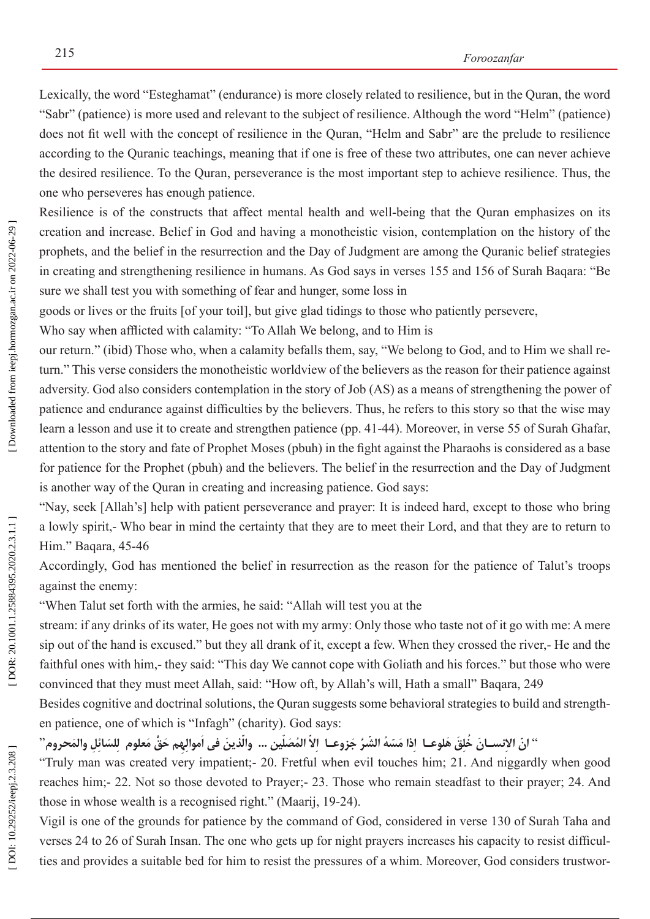Lexically, the word "Esteghamat" (endurance) is more closely related to resilience, but in the Quran, the word "Sabr" (patience) is more used and relevant to the subject of resilience. Although the word "Helm" (patience) does not fit well with the concept of resilience in the Quran, "Helm and Sabr" are the prelude to resilience according to the Quranic teachings, meaning that if one is free of these two attributes, one can never achieve the desired resilience. To the Quran, perseverance is the most important step to achieve resilience. Thus, the one who perseveres has enough patience.

Resilience is of the constructs that affect mental health and well-being that the Quran emphasizes on its creation and increase. Belief in God and having a monotheistic vision, contemplation on the history of the prophets, and the belief in the resurrection and the Day of Judgment are among the Quranic belief strategies in creating and strengthening resilience in humans. As God says in verses 155 and 156 of Surah Baqara: "Be sure we shall test you with something of fear and hunger, some loss in

goods or lives or the fruits [of your toil], but give glad tidings to those who patiently persevere,

Who say when afflicted with calamity: "To Allah We belong, and to Him is

our return." (ibid) Those who, when a calamity befalls them, say, "We belong to God, and to Him we shall return." This verse considers the monotheistic worldview of the believers as the reason for their patience against adversity. God also considers contemplation in the story of Job (AS) as a means of strengthening the power of patience and endurance against difficulties by the believers. Thus, he refers to this story so that the wise may learn a lesson and use it to create and strengthen patience (pp. 41-44). Moreover, in verse 55 of Surah Ghafar, attention to the story and fate of Prophet Moses (pbuh) in the fight against the Pharaohs is considered as a base for patience for the Prophet (pbuh) and the believers. The belief in the resurrection and the Day of Judgment is another way of the Quran in creating and increasing patience. God says:

"Nay, seek [Allah's] help with patient perseverance and prayer: It is indeed hard, except to those who bring a lowly spirit,- Who bear in mind the certainty that they are to meet their Lord, and that they are to return to Him." Baqara, 45-46

Accordingly, God has mentioned the belief in resurrection as the reason for the patience of Talut's troops against the enemy:

"When Talut set forth with the armies, he said: "Allah will test you at the

stream: if any drinks of its water, He goes not with my army: Only those who taste not of it go with me: A mere sip out of the hand is excused." but they all drank of it, except a few. When they crossed the river,- He and the faithful ones with him,- they said: "This day We cannot cope with Goliath and his forces." but those who were convinced that they must meet Allah, said: "How oft, by Allah's will, Hath a small" Baqara, 249

Besides cognitive and doctrinal solutions, the Quran suggests some behavioral strategies to build and strengthen patience, one of which is "Infagh" (charity). God says:

" انّ الانسـانَ خُلِقَ هَلوعـا اِذا مَسّهُ الشّرُ جَزوعـا الاّ المُصَلّين ... والّذينَ فى اَموالِهِم حَقٌ مَعلوم لِلسّائلِ والمَحروم"

"Truly man was created very impatient;- 20. Fretful when evil touches him; 21. And niggardly when good reaches him;- 22. Not so those devoted to Prayer;- 23. Those who remain steadfast to their prayer; 24. And those in whose wealth is a recognised right." (Maarij, 19-24).

Vigil is one of the grounds for patience by the command of God, considered in verse 130 of Surah Taha and verses 24 to 26 of Surah Insan. The one who gets up for night prayers increases his capacity to resist difficulties and provides a suitable bed for him to resist the pressures of a whim. Moreover, God considers trustwor-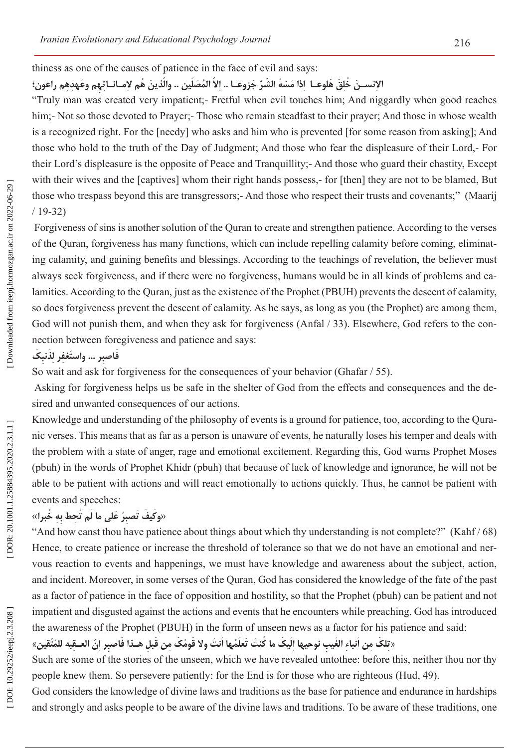thiness as one of the causes of patience in the face of evil and says:

الانســنَ خُلِقَ هَلوعــا اذا مَسّهُ الشّرُ جَزوعــا .. الاّ المُصَلّين .. والّذينَ هُم لِامــانــاتِهِم وعَهدِهِم راعون؛

"Truly man was created very impatient;- Fretful when evil touches him; And niggardly when good reaches him;- Not so those devoted to Prayer;- Those who remain steadfast to their prayer; And those in whose wealth is a recognized right. For the [needy] who asks and him who is prevented [for some reason from asking]; And those who hold to the truth of the Day of Judgment; And those who fear the displeasure of their Lord,- For their Lord's displeasure is the opposite of Peace and Tranquillity;- And those who guard their chastity, Except with their wives and the [captives] whom their right hands possess,- for [then] they are not to be blamed, But those who trespass beyond this are transgressors;- And those who respect their trusts and covenants;" (Maarij / 19-32)

Forgiveness of sins is another solution of the Quran to create and strengthen patience. According to the verses of the Quran, forgiveness has many functions, which can include repelling calamity before coming, eliminating calamity, and gaining benefits and blessings. According to the teachings of revelation, the believer must always seek forgiveness, and if there were no forgiveness, humans would be in all kinds of problems and calamities. According to the Quran, just as the existence of the Prophet (PBUH) prevents the descent of calamity, so does forgiveness prevent the descent of calamity. As he says, as long as you (the Prophet) are among them, God will not punish them, and when they ask for forgiveness (Anfal / 33). Elsewhere, God refers to the connection between foregiveness and patience and says:

فَاصبِر ... واستَغفِر لِذَنبِکَ

So wait and ask for forgiveness for the consequences of your behavior (Ghafar / 55).

Asking for forgiveness helps us be safe in the shelter of God from the effects and consequences and the desired and unwanted consequences of our actions.

Knowledge and understanding of the philosophy of events is a ground for patience, too, according to the Quranic verses. This means that as far as a person is unaware of events, he naturally loses his temper and deals with the problem with a state of anger, rage and emotional excitement. Regarding this, God warns Prophet Moses (pbuh) in the words of Prophet Khidr (pbuh) that because of lack of knowledge and ignorance, he will not be able to be patient with actions and will react emotionally to actions quickly. Thus, he cannot be patient with events and speeches:

«وکَیفَ تَصبِرُ عَلی ما لَم تُحِط بِهِ خُبرا»

"And how canst thou have patience about things about which thy understanding is not complete?" (Kahf / 68)

Hence, to create patience or increase the threshold of tolerance so that we do not have an emotional and nervous reaction to events and happenings, we must have knowledge and awareness about the subject, action, and incident. Moreover, in some verses of the Quran, God has considered the knowledge of the fate of the past as a factor of patience in the face of opposition and hostility, so that the Prophet (pbuh) can be patient and not impatient and disgusted against the actions and events that he encounters while preaching. God has introduced the awareness of the Prophet (PBUH) in the form of unseen news as a factor for his patience and said:

«تلکَ مِن اَنباءِ الغَیبِ نوحیها اِلَیکَ ما کُنتَ تَعلَمُها اَنتَ ولا قَومُکَ مِن قَبلِ هــذا فَاصبِر اِنّ العــقِبه للمُتّقین»

Such are some of the stories of the unseen, which we have revealed untothee: before this, neither thou nor thy people knew them. So persevere patiently: for the End is for those who are righteous (Hud, 49).

God considers the knowledge of divine laws and traditions as the base for patience and endurance in hardships and strongly and asks people to be aware of the divine laws and traditions. To be aware of these traditions, one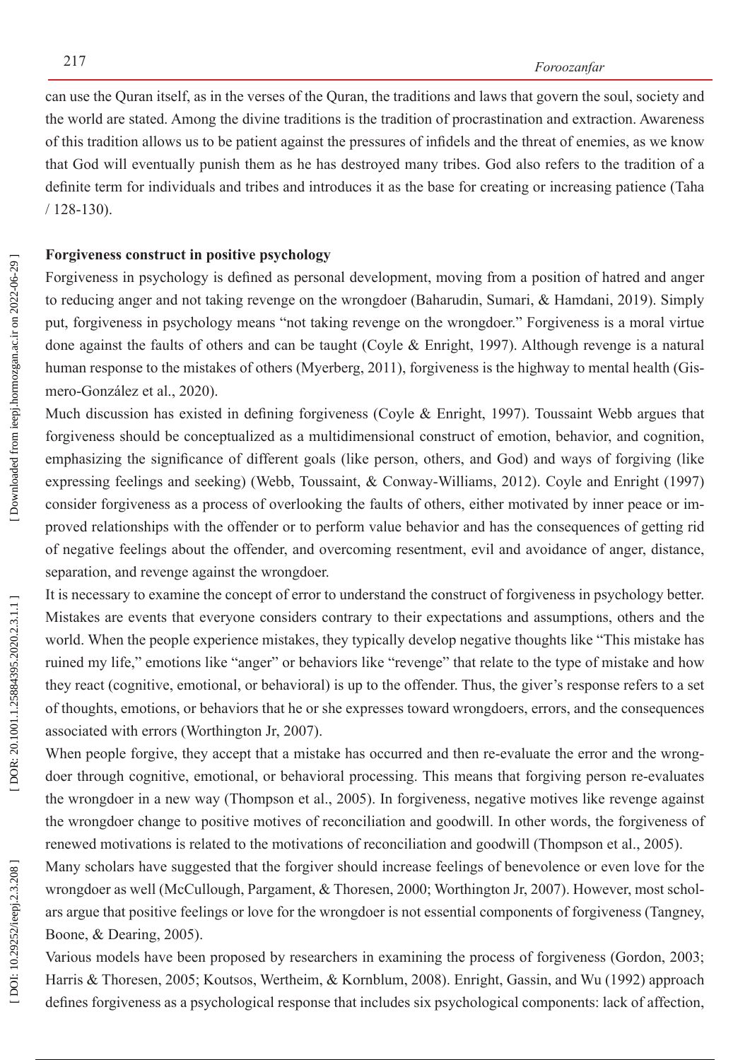can use the Quran itself, as in the verses of the Quran, the traditions and laws that govern the soul, society and the world are stated. Among the divine traditions is the tradition of procrastination and extraction. Awareness of this tradition allows us to be patient against the pressures of infidels and the threat of enemies, as we know that God will eventually punish them as he has destroyed many tribes. God also refers to the tradition of a definite term for individuals and tribes and introduces it as the base for creating or increasing patience (Taha / 128-130).

**Forgiveness construct in positive psychology**

Forgiveness in psychology is defined as personal development, moving from a position of hatred and anger to reducing anger and not taking revenge on the wrongdoer (Baharudin, Sumari, & Hamdani, 2019). Simply put, forgiveness in psychology means "not taking revenge on the wrongdoer." Forgiveness is a moral virtue done against the faults of others and can be taught (Coyle & Enright, 1997). Although revenge is a natural human response to the mistakes of others (Myerberg, 2011), forgiveness is the highway to mental health (Gismero-González et al., 2020).

Much discussion has existed in defining forgiveness (Coyle & Enright, 1997). Toussaint Webb argues that forgiveness should be conceptualized as a multidimensional construct of emotion, behavior, and cognition, emphasizing the significance of different goals (like person, others, and God) and ways of forgiving (like expressing feelings and seeking) (Webb, Toussaint, & Conway-Williams, 2012). Coyle and Enright (1997) consider forgiveness as a process of overlooking the faults of others, either motivated by inner peace or improved relationships with the offender or to perform value behavior and has the consequences of getting rid of negative feelings about the offender, and overcoming resentment, evil and avoidance of anger, distance, separation, and revenge against the wrongdoer.

It is necessary to examine the concept of error to understand the construct of forgiveness in psychology better. Mistakes are events that everyone considers contrary to their expectations and assumptions, others and the world. When the people experience mistakes, they typically develop negative thoughts like "This mistake has ruined my life," emotions like "anger" or behaviors like "revenge" that relate to the type of mistake and how they react (cognitive, emotional, or behavioral) is up to the offender. Thus, the giver's response refers to a set of thoughts, emotions, or behaviors that he or she expresses toward wrongdoers, errors, and the consequences associated with errors (Worthington Jr, 2007).

When people forgive, they accept that a mistake has occurred and then re-evaluate the error and the wrongdoer through cognitive, emotional, or behavioral processing. This means that forgiving person re-evaluates the wrongdoer in a new way (Thompson et al., 2005). In forgiveness, negative motives like revenge against the wrongdoer change to positive motives of reconciliation and goodwill. In other words, the forgiveness of renewed motivations is related to the motivations of reconciliation and goodwill (Thompson et al., 2005).

Many scholars have suggested that the forgiver should increase feelings of benevolence or even love for the wrongdoer as well (McCullough, Pargament, & Thoresen, 2000; Worthington Jr, 2007). However, most scholars argue that positive feelings or love for the wrongdoer is not essential components of forgiveness (Tangney, Boone, & Dearing, 2005).

Various models have been proposed by researchers in examining the process of forgiveness (Gordon, 2003; Harris & Thoresen, 2005; Koutsos, Wertheim, & Kornblum, 2008). Enright, Gassin, and Wu (1992) approach defines forgiveness as a psychological response that includes six psychological components: lack of affection,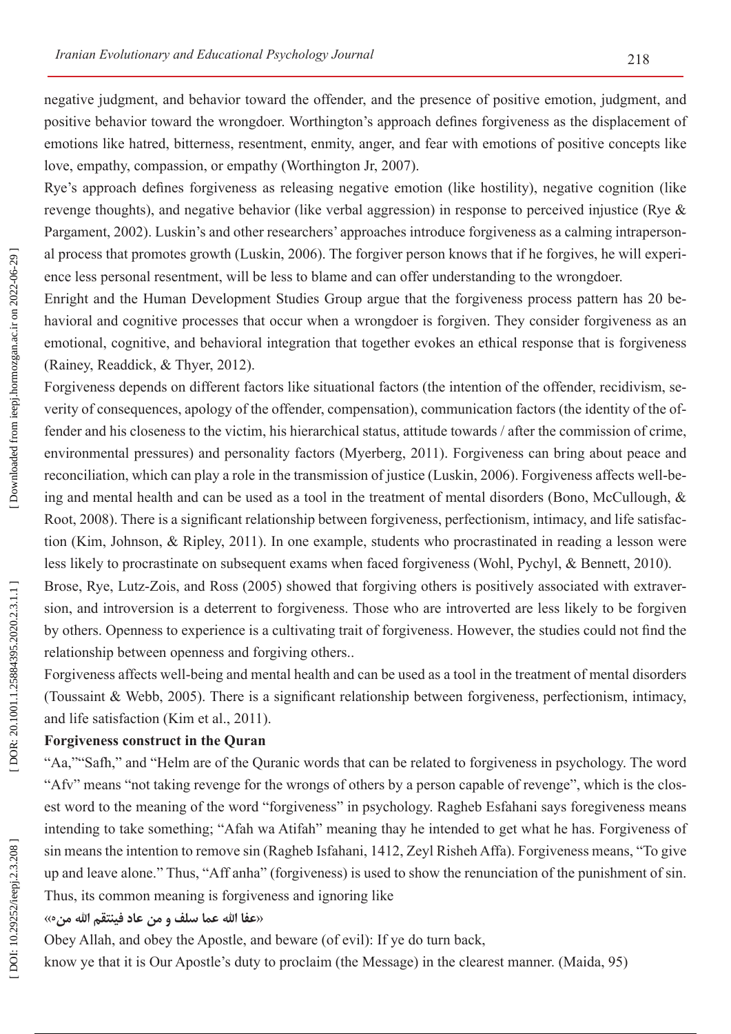negative judgment, and behavior toward the offender, and the presence of positive emotion, judgment, and positive behavior toward the wrongdoer. Worthington's approach defines forgiveness as the displacement of emotions like hatred, bitterness, resentment, enmity, anger, and fear with emotions of positive concepts like love, empathy, compassion, or empathy (Worthington Jr, 2007).

Rye's approach defines forgiveness as releasing negative emotion (like hostility), negative cognition (like revenge thoughts), and negative behavior (like verbal aggression) in response to perceived injustice (Rye & Pargament, 2002). Luskin's and other researchers' approaches introduce forgiveness as a calming intrapersonal process that promotes growth (Luskin, 2006). The forgiver person knows that if he forgives, he will experience less personal resentment, will be less to blame and can offer understanding to the wrongdoer.

Enright and the Human Development Studies Group argue that the forgiveness process pattern has 20 behavioral and cognitive processes that occur when a wrongdoer is forgiven. They consider forgiveness as an emotional, cognitive, and behavioral integration that together evokes an ethical response that is forgiveness (Rainey, Readdick, & Thyer, 2012).

Forgiveness depends on different factors like situational factors (the intention of the offender, recidivism, severity of consequences, apology of the offender, compensation), communication factors (the identity of the offender and his closeness to the victim, his hierarchical status, attitude towards / after the commission of crime, environmental pressures) and personality factors (Myerberg, 2011). Forgiveness can bring about peace and reconciliation, which can play a role in the transmission of justice (Luskin, 2006). Forgiveness affects well-being and mental health and can be used as a tool in the treatment of mental disorders (Bono, McCullough, & Root, 2008). There is a significant relationship between forgiveness, perfectionism, intimacy, and life satisfaction (Kim, Johnson, & Ripley, 2011). In one example, students who procrastinated in reading a lesson were less likely to procrastinate on subsequent exams when faced forgiveness (Wohl, Pychyl, & Bennett, 2010).

Brose, Rye, Lutz-Zois, and Ross (2005) showed that forgiving others is positively associated with extraversion, and introversion is a deterrent to forgiveness. Those who are introverted are less likely to be forgiven by others. Openness to experience is a cultivating trait of forgiveness. However, the studies could not find the relationship between openness and forgiving others..

Forgiveness affects well-being and mental health and can be used as a tool in the treatment of mental disorders (Toussaint & Webb, 2005). There is a significant relationship between forgiveness, perfectionism, intimacy, and life satisfaction (Kim et al., 2011).

**Forgiveness construct in the Quran**

"Aa,""Safh," and "Helm are of the Quranic words that can be related to forgiveness in psychology. The word "Afv" means "not taking revenge for the wrongs of others by a person capable of revenge", which is the closest word to the meaning of the word "forgiveness" in psychology. Ragheb Esfahani says foregiveness means intending to take something; "Afah wa Atifah" meaning thay he intended to get what he has. Forgiveness of sin means the intention to remove sin (Ragheb Isfahani, 1412, Zeyl Risheh Affa). Forgiveness means, "To give up and leave alone." Thus, "Aff anha" (forgiveness) is used to show the renunciation of the punishment of sin. Thus, its common meaning is forgiveness and ignoring like

«عفا الله عما سلف و من عاد فينتقم الله منه»

Obey Allah, and obey the Apostle, and beware (of evil): If ye do turn back,

know ye that it is Our Apostle's duty to proclaim (the Message) in the clearest manner. (Maida, 95)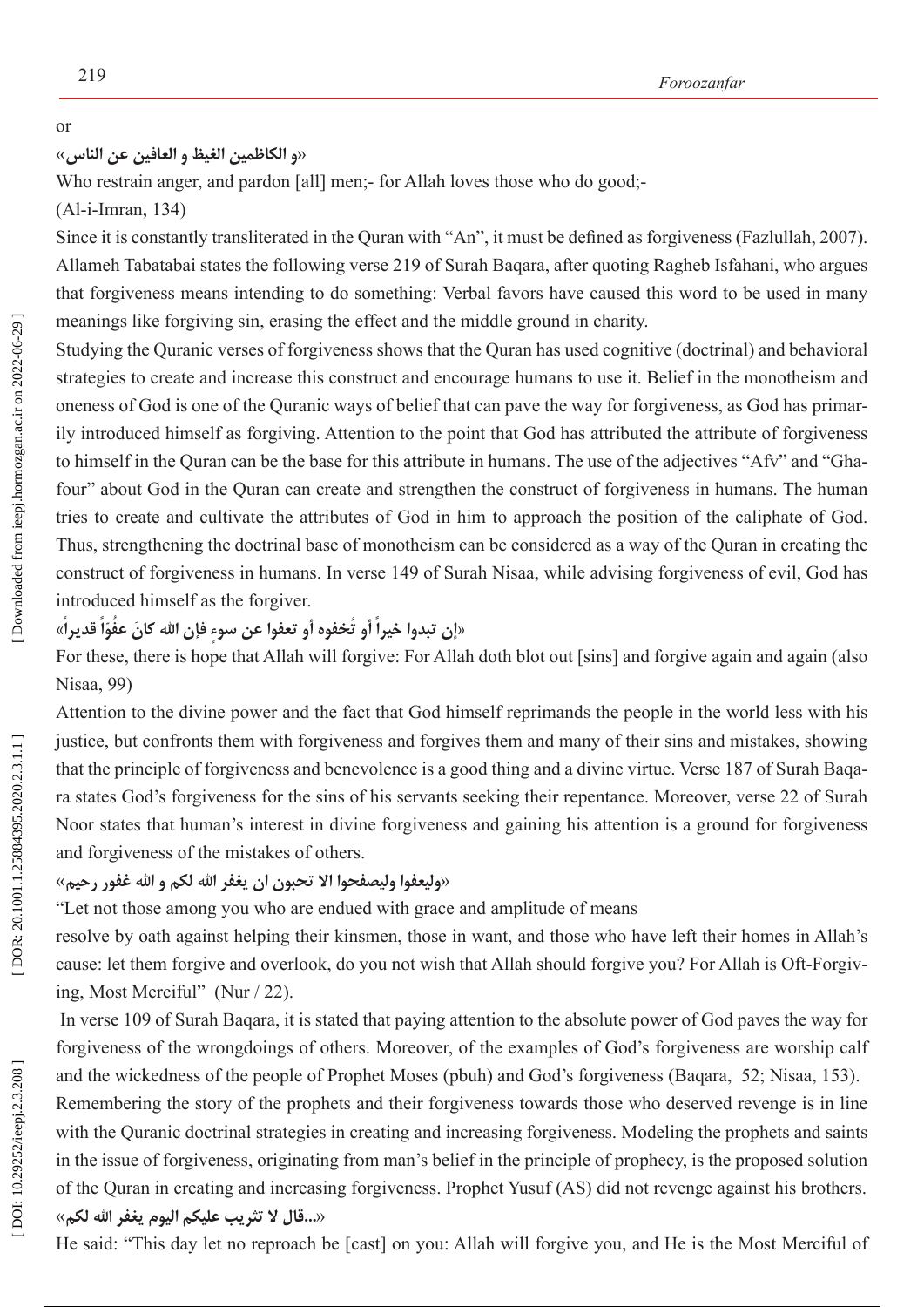or

«و الكاظمين الغيظ و العافين عن الناس»

Who restrain anger, and pardon [all] men;- for Allah loves those who do good;-

(Al-i-Imran, 134)

Since it is constantly transliterated in the Quran with "An", it must be defined as forgiveness (Fazlullah, 2007). Allameh Tabatabai states the following verse 219 of Surah Baqara, after quoting Ragheb Isfahani, who argues that forgiveness means intending to do something: Verbal favors have caused this word to be used in many meanings like forgiving sin, erasing the effect and the middle ground in charity.

Studying the Quranic verses of forgiveness shows that the Quran has used cognitive (doctrinal) and behavioral strategies to create and increase this construct and encourage humans to use it. Belief in the monotheism and oneness of God is one of the Quranic ways of belief that can pave the way for forgiveness, as God has primarily introduced himself as forgiving. Attention to the point that God has attributed the attribute of forgiveness to himself in the Quran can be the base for this attribute in humans. The use of the adjectives "Afv" and "Ghafour" about God in the Quran can create and strengthen the construct of forgiveness in humans. The human tries to create and cultivate the attributes of God in him to approach the position of the caliphate of God. Thus, strengthening the doctrinal base of monotheism can be considered as a way of the Quran in creating the construct of forgiveness in humans. In verse 149 of Surah Nisaa, while advising forgiveness of evil, God has introduced himself as the forgiver.

«إن تبدوا خيراً أو تُخفوه أو تعفوا عن سوءٍ فإن الله كانَ عفُوّاً قديراً»

For these, there is hope that Allah will forgive: For Allah doth blot out [sins] and forgive again and again (also Nisaa, 99)

Attention to the divine power and the fact that God himself reprimands the people in the world less with his justice, but confronts them with forgiveness and forgives them and many of their sins and mistakes, showing that the principle of forgiveness and benevolence is a good thing and a divine virtue. Verse 187 of Surah Baqara states God's forgiveness for the sins of his servants seeking their repentance. Moreover, verse 22 of Surah Noor states that human's interest in divine forgiveness and gaining his attention is a ground for forgiveness and forgiveness of the mistakes of others.

«وليعفوا وليصفحوا الا تحبون ان يغفر الله لكم و الله غفور رحيم»

"Let not those among you who are endued with grace and amplitude of means resolve by oath against helping their kinsmen, those in want, and those who have left their homes in Allah's cause: let them forgive and overlook, do you not wish that Allah should forgive you? For Allah is Oft-Forgiving, Most Merciful" (Nur / 22).

In verse 109 of Surah Baqara, it is stated that paying attention to the absolute power of God paves the way for forgiveness of the wrongdoings of others. Moreover, of the examples of God's forgiveness are worship calf and the wickedness of the people of Prophet Moses (pbuh) and God's forgiveness (Baqara, 52; Nisaa, 153).

Remembering the story of the prophets and their forgiveness towards those who deserved revenge is in line with the Quranic doctrinal strategies in creating and increasing forgiveness. Modeling the prophets and saints in the issue of forgiveness, originating from man's belief in the principle of prophecy, is the proposed solution of the Quran in creating and increasing forgiveness. Prophet Yusuf (AS) did not revenge against his brothers.

«...قال لا تثريب عليكم اليوم يغفر الله لكم»

He said: "This day let no reproach be [cast] on you: Allah will forgive you, and He is the Most Merciful of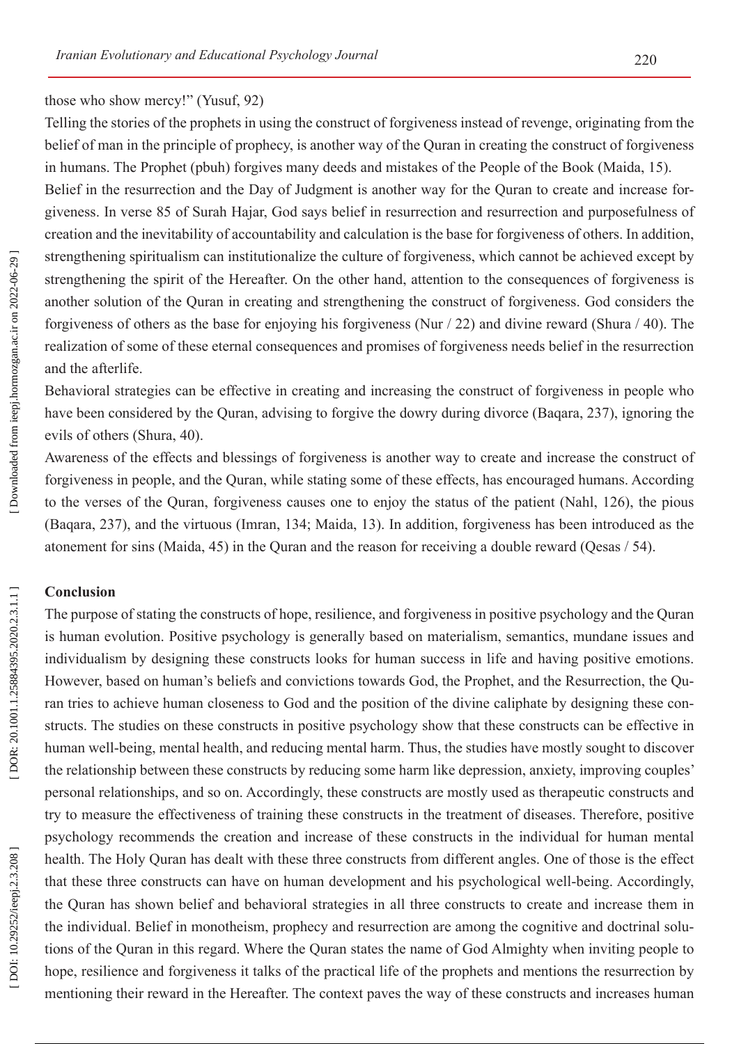those who show mercy!" (Yusuf, 92)

Telling the stories of the prophets in using the construct of forgiveness instead of revenge, originating from the belief of man in the principle of prophecy, is another way of the Quran in creating the construct of forgiveness in humans. The Prophet (pbuh) forgives many deeds and mistakes of the People of the Book (Maida, 15).

Belief in the resurrection and the Day of Judgment is another way for the Quran to create and increase forgiveness. In verse 85 of Surah Hajar, God says belief in resurrection and resurrection and purposefulness of creation and the inevitability of accountability and calculation is the base for forgiveness of others. In addition, strengthening spiritualism can institutionalize the culture of forgiveness, which cannot be achieved except by strengthening the spirit of the Hereafter. On the other hand, attention to the consequences of forgiveness is another solution of the Quran in creating and strengthening the construct of forgiveness. God considers the forgiveness of others as the base for enjoying his forgiveness (Nur / 22) and divine reward (Shura / 40). The realization of some of these eternal consequences and promises of forgiveness needs belief in the resurrection and the afterlife.

Behavioral strategies can be effective in creating and increasing the construct of forgiveness in people who have been considered by the Quran, advising to forgive the dowry during divorce (Baqara, 237), ignoring the evils of others (Shura, 40).

Awareness of the effects and blessings of forgiveness is another way to create and increase the construct of forgiveness in people, and the Quran, while stating some of these effects, has encouraged humans. According to the verses of the Quran, forgiveness causes one to enjoy the status of the patient (Nahl, 126), the pious (Baqara, 237), and the virtuous (Imran, 134; Maida, 13). In addition, forgiveness has been introduced as the atonement for sins (Maida, 45) in the Quran and the reason for receiving a double reward (Qesas / 54).

## Conclusion

The purpose of stating the constructs of hope, resilience, and forgiveness in positive psychology and the Quran is human evolution. Positive psychology is generally based on materialism, semantics, mundane issues and individualism by designing these constructs looks for human success in life and having positive emotions. However, based on human's beliefs and convictions towards God, the Prophet, and the Resurrection, the Quran tries to achieve human closeness to God and the position of the divine caliphate by designing these constructs. The studies on these constructs in positive psychology show that these constructs can be effective in human well-being, mental health, and reducing mental harm. Thus, the studies have mostly sought to discover the relationship between these constructs by reducing some harm like depression, anxiety, improving couples' personal relationships, and so on. Accordingly, these constructs are mostly used as therapeutic constructs and try to measure the effectiveness of training these constructs in the treatment of diseases. Therefore, positive psychology recommends the creation and increase of these constructs in the individual for human mental health. The Holy Quran has dealt with these three constructs from different angles. One of those is the effect that these three constructs can have on human development and his psychological well-being. Accordingly, the Quran has shown belief and behavioral strategies in all three constructs to create and increase them in the individual. Belief in monotheism, prophecy and resurrection are among the cognitive and doctrinal solutions of the Quran in this regard. Where the Quran states the name of God Almighty when inviting people to hope, resilience and forgiveness it talks of the practical life of the prophets and mentions the resurrection by mentioning their reward in the Hereafter. The context paves the way of these constructs and increases human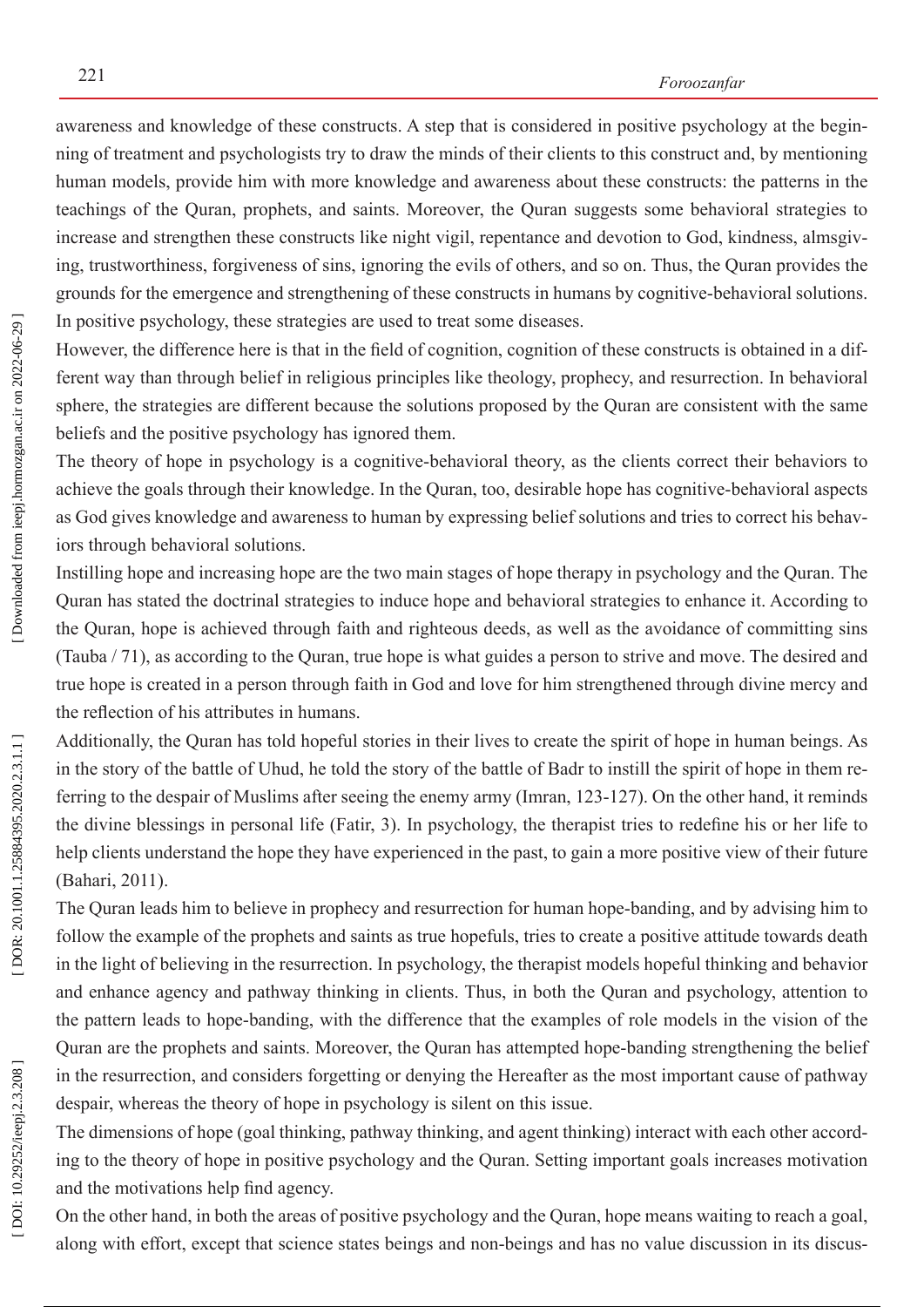awareness and knowledge of these constructs. A step that is considered in positive psychology at the beginning of treatment and psychologists try to draw the minds of their clients to this construct and, by mentioning human models, provide him with more knowledge and awareness about these constructs: the patterns in the teachings of the Quran, prophets, and saints. Moreover, the Quran suggests some behavioral strategies to increase and strengthen these constructs like night vigil, repentance and devotion to God, kindness, almsgiving, trustworthiness, forgiveness of sins, ignoring the evils of others, and so on. Thus, the Quran provides the grounds for the emergence and strengthening of these constructs in humans by cognitive-behavioral solutions. In positive psychology, these strategies are used to treat some diseases.

However, the difference here is that in the field of cognition, cognition of these constructs is obtained in a different way than through belief in religious principles like theology, prophecy, and resurrection. In behavioral sphere, the strategies are different because the solutions proposed by the Quran are consistent with the same beliefs and the positive psychology has ignored them.

The theory of hope in psychology is a cognitive-behavioral theory, as the clients correct their behaviors to achieve the goals through their knowledge. In the Quran, too, desirable hope has cognitive-behavioral aspects as God gives knowledge and awareness to human by expressing belief solutions and tries to correct his behaviors through behavioral solutions.

Instilling hope and increasing hope are the two main stages of hope therapy in psychology and the Quran. The Quran has stated the doctrinal strategies to induce hope and behavioral strategies to enhance it. According to the Quran, hope is achieved through faith and righteous deeds, as well as the avoidance of committing sins (Tauba / 71), as according to the Quran, true hope is what guides a person to strive and move. The desired and true hope is created in a person through faith in God and love for him strengthened through divine mercy and the reflection of his attributes in humans.

Additionally, the Quran has told hopeful stories in their lives to create the spirit of hope in human beings. As in the story of the battle of Uhud, he told the story of the battle of Badr to instill the spirit of hope in them referring to the despair of Muslims after seeing the enemy army (Imran, 123-127). On the other hand, it reminds the divine blessings in personal life (Fatir, 3). In psychology, the therapist tries to redefine his or her life to help clients understand the hope they have experienced in the past, to gain a more positive view of their future (Bahari, 2011).

The Quran leads him to believe in prophecy and resurrection for human hope-banding, and by advising him to follow the example of the prophets and saints as true hopefuls, tries to create a positive attitude towards death in the light of believing in the resurrection. In psychology, the therapist models hopeful thinking and behavior and enhance agency and pathway thinking in clients. Thus, in both the Quran and psychology, attention to the pattern leads to hope-banding, with the difference that the examples of role models in the vision of the Quran are the prophets and saints. Moreover, the Quran has attempted hope-banding strengthening the belief in the resurrection, and considers forgetting or denying the Hereafter as the most important cause of pathway despair, whereas the theory of hope in psychology is silent on this issue.

The dimensions of hope (goal thinking, pathway thinking, and agent thinking) interact with each other according to the theory of hope in positive psychology and the Quran. Setting important goals increases motivation and the motivations help find agency.

On the other hand, in both the areas of positive psychology and the Quran, hope means waiting to reach a goal, along with effort, except that science states beings and non-beings and has no value discussion in its discus-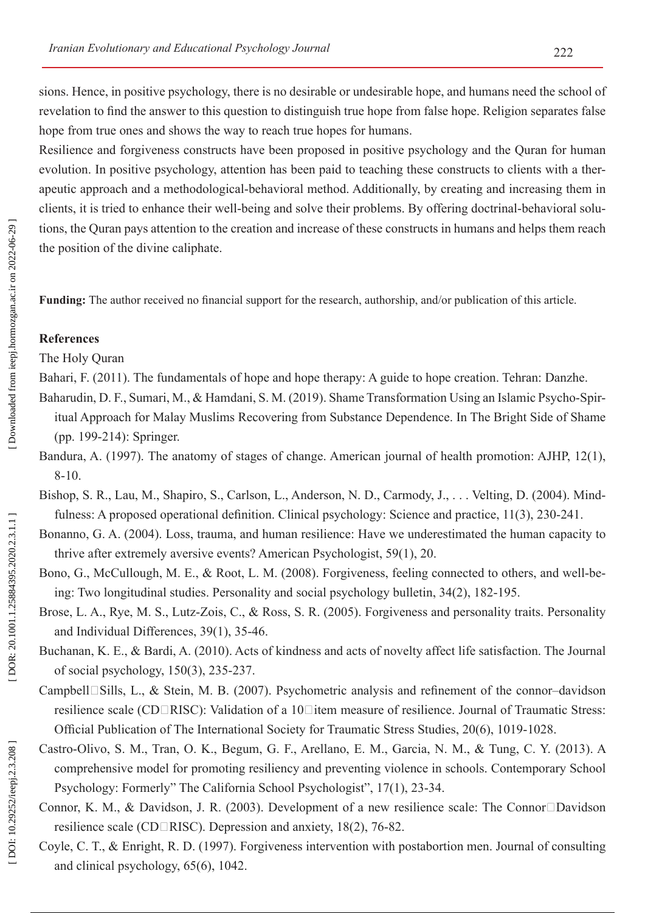sions. Hence, in positive psychology, there is no desirable or undesirable hope, and humans need the school of revelation to find the answer to this question to distinguish true hope from false hope. Religion separates false hope from true ones and shows the way to reach true hopes for humans.

Resilience and forgiveness constructs have been proposed in positive psychology and the Quran for human evolution. In positive psychology, attention has been paid to teaching these constructs to clients with a therapeutic approach and a methodological-behavioral method. Additionally, by creating and increasing them in clients, it is tried to enhance their well-being and solve their problems. By offering doctrinal-behavioral solutions, the Quran pays attention to the creation and increase of these constructs in humans and helps them reach the position of the divine caliphate.

**Funding:** The author received no financial support for the research, authorship, and/or publication of this article.

**References**

The Holy Quran

Bahari, F. (2011). The fundamentals of hope and hope therapy: A guide to hope creation. Tehran: Danzhe.

Baharudin, D. F., Sumari, M., & Hamdani, S. M. (2019). Shame Transformation Using an Islamic Psycho-Spiritual Approach for Malay Muslims Recovering from Substance Dependence. In The Bright Side of Shame (pp. 199-214): Springer.

Bandura, A. (1997). The anatomy of stages of change. American journal of health promotion: AJHP, 12(1), 8-10.

Bishop, S. R., Lau, M., Shapiro, S., Carlson, L., Anderson, N. D., Carmody, J., . . . Velting, D. (2004). Mindfulness: A proposed operational definition. Clinical psychology: Science and practice, 11(3), 230-241.

Bonanno, G. A. (2004). Loss, trauma, and human resilience: Have we underestimated the human capacity to thrive after extremely aversive events? American Psychologist, 59(1), 20.

Bono, G., McCullough, M. E., & Root, L. M. (2008). Forgiveness, feeling connected to others, and well-being: Two longitudinal studies. Personality and social psychology bulletin, 34(2), 182-195.

Brose, L. A., Rye, M. S., Lutz-Zois, C., & Ross, S. R. (2005). Forgiveness and personality traits. Personality and Individual Differences, 39(1), 35-46.

Buchanan, K. E., & Bardi, A. (2010). Acts of kindness and acts of novelty affect life satisfaction. The Journal of social psychology, 150(3), 235-237.

Campbell□Sills, L., & Stein, M. B. (2007). Psychometric analysis and refinement of the connor–davidson resilience scale (CD□RISC): Validation of a 10□item measure of resilience. Journal of Traumatic Stress: Official Publication of The International Society for Traumatic Stress Studies, 20(6), 1019-1028.

Castro-Olivo, S. M., Tran, O. K., Begum, G. F., Arellano, E. M., Garcia, N. M., & Tung, C. Y. (2013). A comprehensive model for promoting resiliency and preventing violence in schools. Contemporary School Psychology: Formerly" The California School Psychologist", 17(1), 23-34.

Connor, K. M., & Davidson, J. R. (2003). Development of a new resilience scale: The Connor□Davidson resilience scale (CD□RISC). Depression and anxiety, 18(2), 76-82.

Coyle, C. T., & Enright, R. D. (1997). Forgiveness intervention with postabortion men. Journal of consulting and clinical psychology, 65(6), 1042.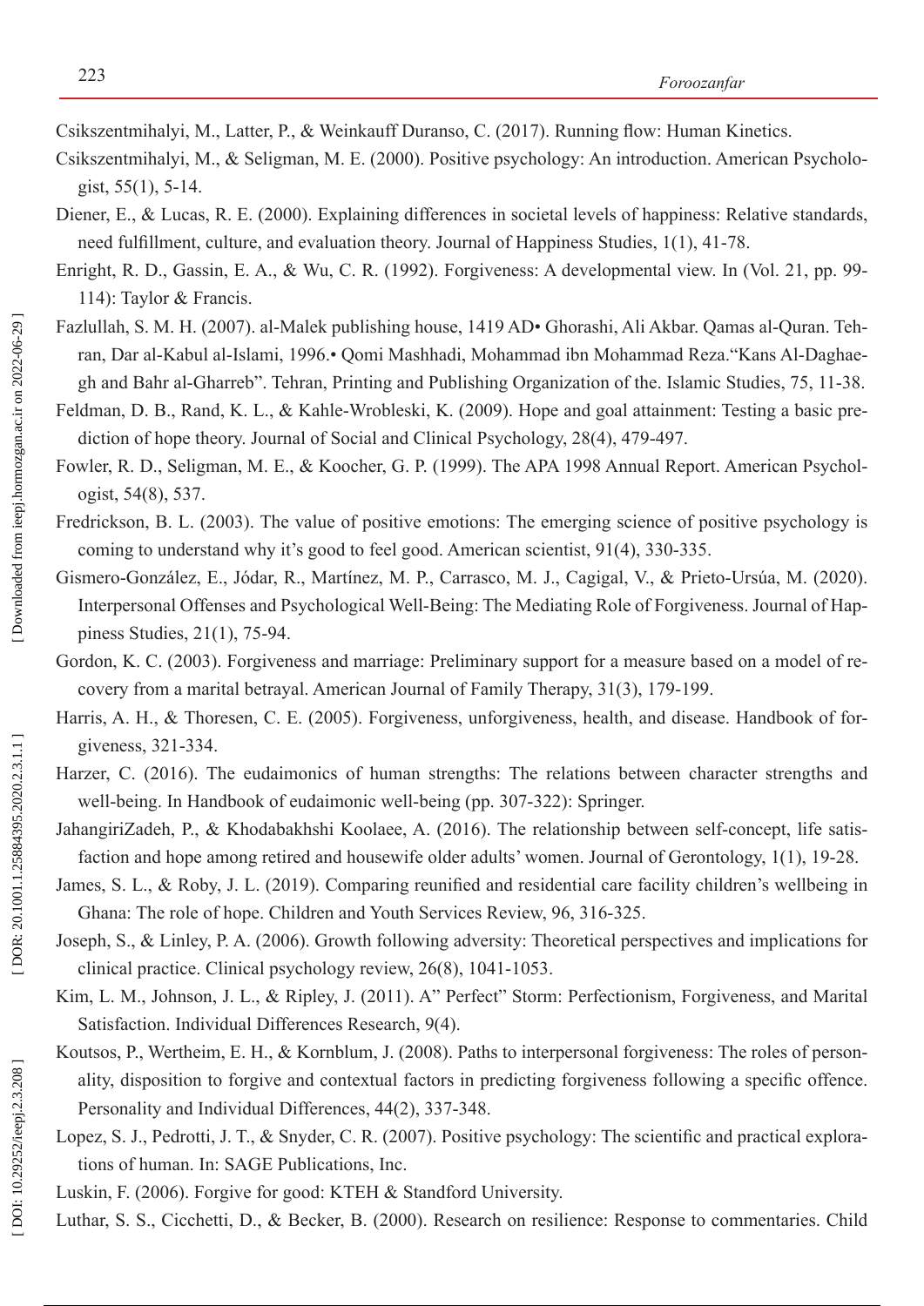Csikszentmihalyi, M., Latter, P., & Weinkauff Duranso, C. (2017). Running flow: Human Kinetics.

Csikszentmihalyi, M., & Seligman, M. E. (2000). Positive psychology: An introduction. American Psychologist, 55(1), 5-14.

Diener, E., & Lucas, R. E. (2000). Explaining differences in societal levels of happiness: Relative standards, need fulfillment, culture, and evaluation theory. Journal of Happiness Studies, 1(1), 41-78.

Enright, R. D., Gassin, E. A., & Wu, C. R. (1992). Forgiveness: A developmental view. In (Vol. 21, pp. 99-114): Taylor & Francis.

Fazlullah, S. M. H. (2007). al-Malek publishing house, 1419 AD• Ghorashi, Ali Akbar. Qamas al-Quran. Tehran, Dar al-Kabul al-Islami, 1996.• Qomi Mashhadi, Mohammad ibn Mohammad Reza."Kans Al-Daghaegh and Bahr al-Gharreb". Tehran, Printing and Publishing Organization of the. Islamic Studies, 75, 11-38.

Feldman, D. B., Rand, K. L., & Kahle-Wrobleski, K. (2009). Hope and goal attainment: Testing a basic prediction of hope theory. Journal of Social and Clinical Psychology, 28(4), 479-497.

Fowler, R. D., Seligman, M. E., & Koocher, G. P. (1999). The APA 1998 Annual Report. American Psychologist, 54(8), 537.

Fredrickson, B. L. (2003). The value of positive emotions: The emerging science of positive psychology is coming to understand why it's good to feel good. American scientist, 91(4), 330-335.

Gismero-González, E., Jódar, R., Martínez, M. P., Carrasco, M. J., Cagigal, V., & Prieto-Ursúa, M. (2020). Interpersonal Offenses and Psychological Well-Being: The Mediating Role of Forgiveness. Journal of Happiness Studies, 21(1), 75-94.

Gordon, K. C. (2003). Forgiveness and marriage: Preliminary support for a measure based on a model of recovery from a marital betrayal. American Journal of Family Therapy, 31(3), 179-199.

Harris, A. H., & Thoresen, C. E. (2005). Forgiveness, unforgiveness, health, and disease. Handbook of forgiveness, 321-334.

Harzer, C. (2016). The eudaimonics of human strengths: The relations between character strengths and well-being. In Handbook of eudaimonic well-being (pp. 307-322): Springer.

JahangiriZadeh, P., & Khodabakhshi Koolaee, A. (2016). The relationship between self-concept, life satisfaction and hope among retired and housewife older adults' women. Journal of Gerontology, 1(1), 19-28.

James, S. L., & Roby, J. L. (2019). Comparing reunified and residential care facility children's wellbeing in Ghana: The role of hope. Children and Youth Services Review, 96, 316-325.

Joseph, S., & Linley, P. A. (2006). Growth following adversity: Theoretical perspectives and implications for clinical practice. Clinical psychology review, 26(8), 1041-1053.

Kim, L. M., Johnson, J. L., & Ripley, J. (2011). A" Perfect" Storm: Perfectionism, Forgiveness, and Marital Satisfaction. Individual Differences Research, 9(4).

Koutsos, P., Wertheim, E. H., & Kornblum, J. (2008). Paths to interpersonal forgiveness: The roles of personality, disposition to forgive and contextual factors in predicting forgiveness following a specific offence. Personality and Individual Differences, 44(2), 337-348.

Lopez, S. J., Pedrotti, J. T., & Snyder, C. R. (2007). Positive psychology: The scientific and practical explorations of human. In: SAGE Publications, Inc.

Luskin, F. (2006). Forgive for good: KTEH & Standford University.

Luthar, S. S., Cicchetti, D., & Becker, B. (2000). Research on resilience: Response to commentaries. Child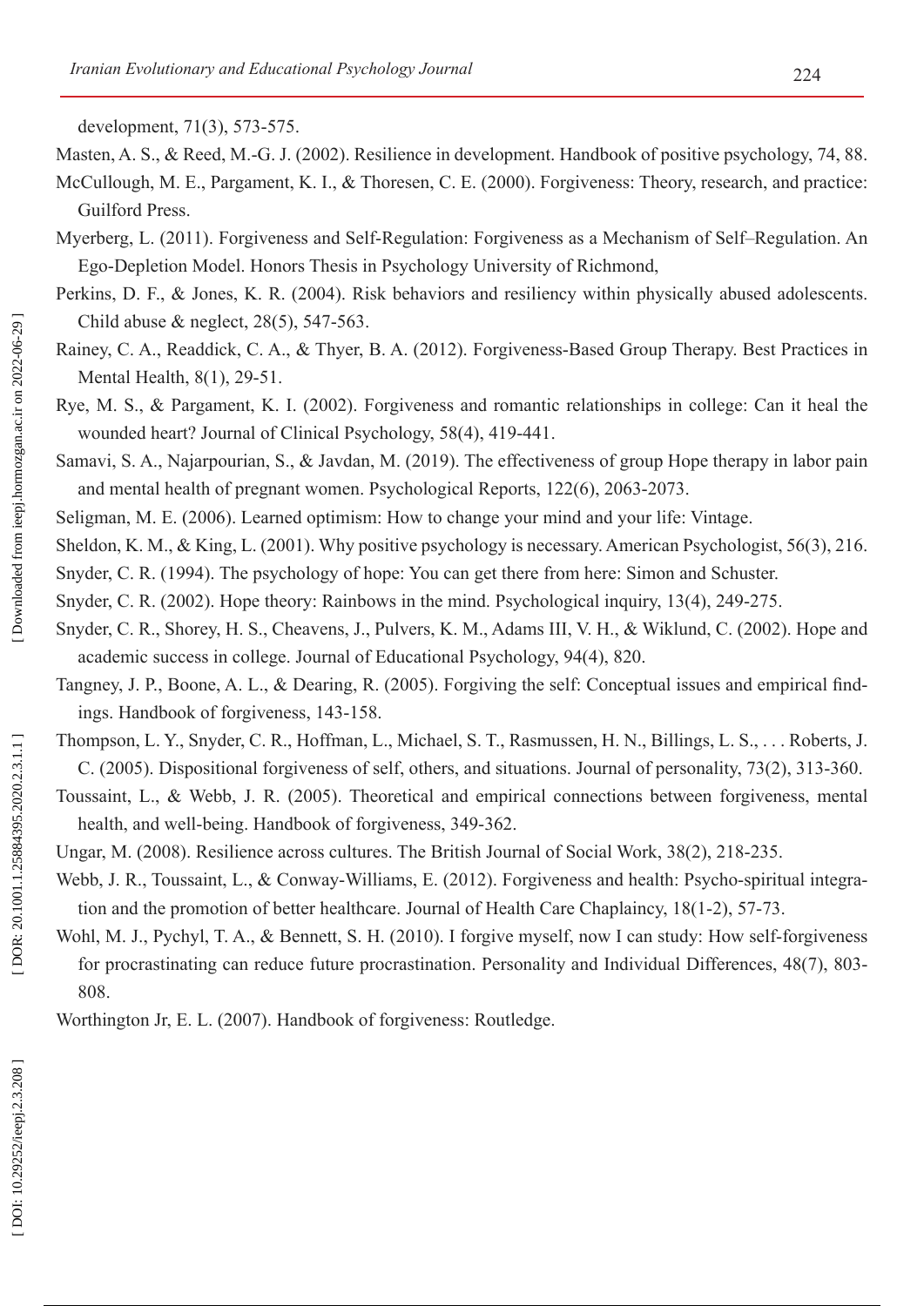development, 71(3), 573-575.

Masten, A. S., & Reed, M.-G. J. (2002). Resilience in development. Handbook of positive psychology, 74, 88.

McCullough, M. E., Pargament, K. I., & Thoresen, C. E. (2000). Forgiveness: Theory, research, and practice: Guilford Press.

Myerberg, L. (2011). Forgiveness and Self-Regulation: Forgiveness as a Mechanism of Self–Regulation. An Ego-Depletion Model. Honors Thesis in Psychology University of Richmond,

Perkins, D. F., & Jones, K. R. (2004). Risk behaviors and resiliency within physically abused adolescents. Child abuse & neglect, 28(5), 547-563.

Rainey, C. A., Readdick, C. A., & Thyer, B. A. (2012). Forgiveness-Based Group Therapy. Best Practices in Mental Health, 8(1), 29-51.

Rye, M. S., & Pargament, K. I. (2002). Forgiveness and romantic relationships in college: Can it heal the wounded heart? Journal of Clinical Psychology, 58(4), 419-441.

Samavi, S. A., Najarpourian, S., & Javdan, M. (2019). The effectiveness of group Hope therapy in labor pain and mental health of pregnant women. Psychological Reports, 122(6), 2063-2073.

Seligman, M. E. (2006). Learned optimism: How to change your mind and your life: Vintage.

Sheldon, K. M., & King, L. (2001). Why positive psychology is necessary. American Psychologist, 56(3), 216.

Snyder, C. R. (1994). The psychology of hope: You can get there from here: Simon and Schuster.

Snyder, C. R. (2002). Hope theory: Rainbows in the mind. Psychological inquiry, 13(4), 249-275.

Snyder, C. R., Shorey, H. S., Cheavens, J., Pulvers, K. M., Adams III, V. H., & Wiklund, C. (2002). Hope and academic success in college. Journal of Educational Psychology, 94(4), 820.

Tangney, J. P., Boone, A. L., & Dearing, R. (2005). Forgiving the self: Conceptual issues and empirical findings. Handbook of forgiveness, 143-158.

Thompson, L. Y., Snyder, C. R., Hoffman, L., Michael, S. T., Rasmussen, H. N., Billings, L. S., . . . Roberts, J. C. (2005). Dispositional forgiveness of self, others, and situations. Journal of personality, 73(2), 313-360.

Toussaint, L., & Webb, J. R. (2005). Theoretical and empirical connections between forgiveness, mental health, and well-being. Handbook of forgiveness, 349-362.

Ungar, M. (2008). Resilience across cultures. The British Journal of Social Work, 38(2), 218-235.

Webb, J. R., Toussaint, L., & Conway-Williams, E. (2012). Forgiveness and health: Psycho-spiritual integration and the promotion of better healthcare. Journal of Health Care Chaplaincy, 18(1-2), 57-73.

Wohl, M. J., Pychyl, T. A., & Bennett, S. H. (2010). I forgive myself, now I can study: How self-forgiveness for procrastinating can reduce future procrastination. Personality and Individual Differences, 48(7), 803-808.

Worthington Jr, E. L. (2007). Handbook of forgiveness: Routledge.